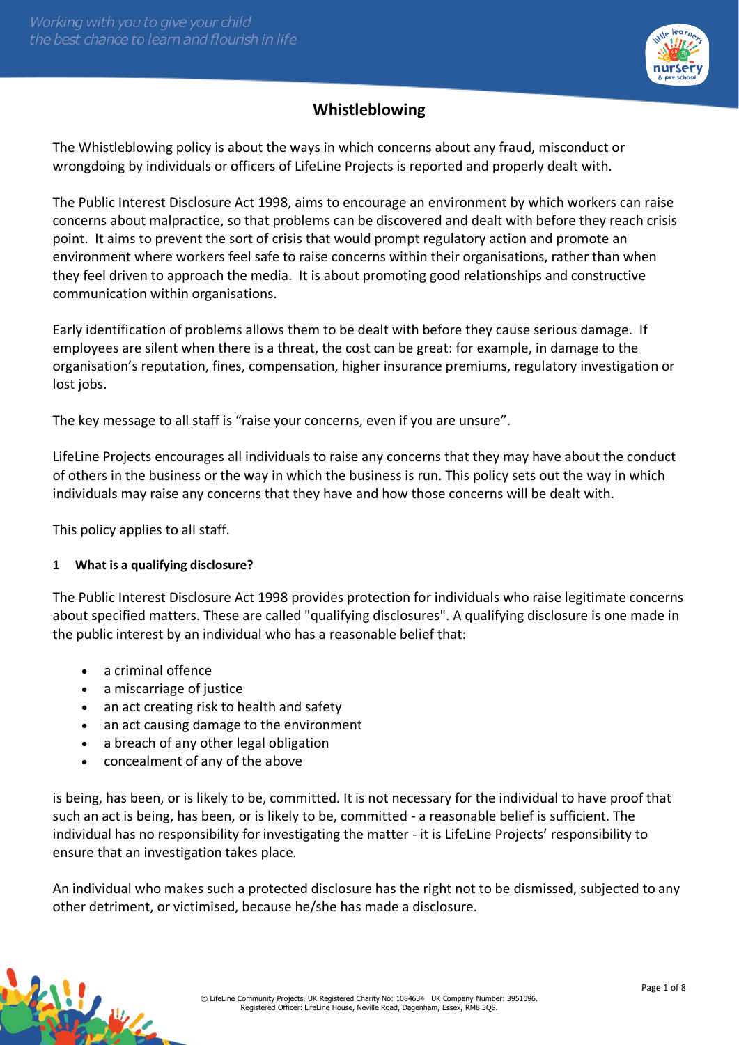# Whistleblowing

The Whistleblowing policy is about the ways in which concerns about any fraud, misconduct or wrongdoing by individuals or officers of LifeLine Projects is reported and properly dealt with.

The Public Interest Disclosure Act 1998, aims to encourage an environment by which workers can raise concerns about malpractice, so that problems can be discovered and dealt with before they reach crisis point. It aims to prevent the sort of crisis that would prompt regulatory action and promote an environment where workers feel safe to raise concerns within their organisations, rather than when they feel driven to approach the media. It is about promoting good relationships and constructive communication within organisations.

Early identification of problems allows them to be dealt with before they cause serious damage. If employees are silent when there is a threat, the cost can be great: for example, in damage to the organisation's reputation, fines, compensation, higher insurance premiums, regulatory investigation or lost jobs.

The key message to all staff is "raise your concerns, even if you are unsure".

LifeLine Projects encourages all individuals to raise any concerns that they may have about the conduct of others in the business or the way in which the business is run. This policy sets out the way in which individuals may raise any concerns that they have and how those concerns will be dealt with.

This policy applies to all staff.

**1 What is a qualifying disclosure?**

The Public Interest Disclosure Act 1998 provides protection for individuals who raise legitimate concerns about specified matters. These are called "qualifying disclosures". A qualifying disclosure is one made in the public interest by an individual who has a reasonable belief that:

- a criminal offence
- a miscarriage of justice
- an act creating risk to health and safety
- an act causing damage to the environment
- a breach of any other legal obligation
- concealment of any of the above

is being, has been, or is likely to be, committed. It is not necessary for the individual to have proof that such an act is being, has been, or is likely to be, committed - a reasonable belief is sufficient. The individual has no responsibility for investigating the matter - it is LifeLine Projects' responsibility to ensure that an investigation takes place.

An individual who makes such a protected disclosure has the right not to be dismissed, subjected to any other detriment, or victimised, because he/she has made a disclosure.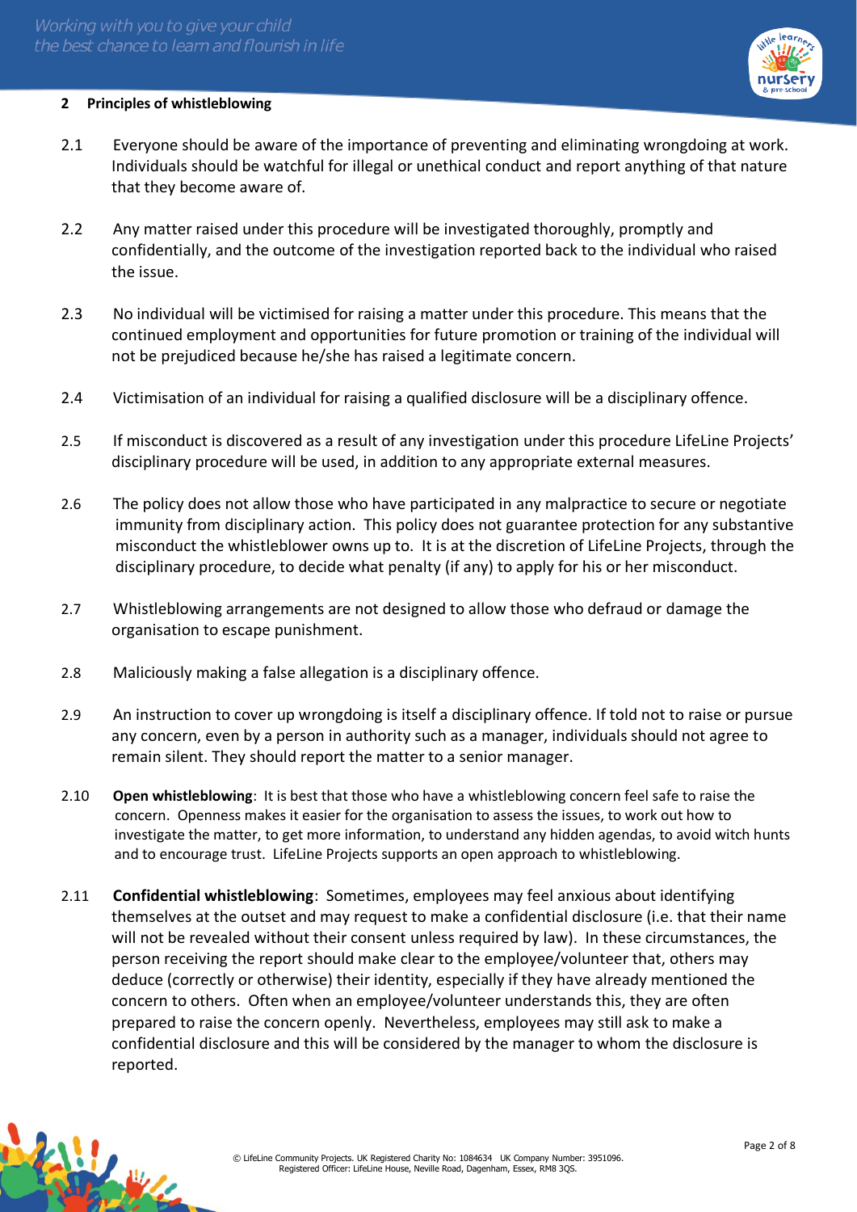## 2 Principles of whistleblowing

2.1 Everyone should be aware of the importance of preventing and eliminating wrongdoing at work. Individuals should be watchful for illegal or unethical conduct and report anything of that nature that they become aware of.

2.2 Any matter raised under this procedure will be investigated thoroughly, promptly and confidentially, and the outcome of the investigation reported back to the individual who raised the issue.

2.3 No individual will be victimised for raising a matter under this procedure. This means that the continued employment and opportunities for future promotion or training of the individual will not be prejudiced because he/she has raised a legitimate concern.

2.4 Victimisation of an individual for raising a qualified disclosure will be a disciplinary offence.

2.5 If misconduct is discovered as a result of any investigation under this procedure LifeLine Projects' disciplinary procedure will be used, in addition to any appropriate external measures.

2.6 The policy does not allow those who have participated in any malpractice to secure or negotiate immunity from disciplinary action. This policy does not guarantee protection for any substantive misconduct the whistleblower owns up to. It is at the discretion of LifeLine Projects, through the disciplinary procedure, to decide what penalty (if any) to apply for his or her misconduct.

2.7 Whistleblowing arrangements are not designed to allow those who defraud or damage the organisation to escape punishment.

2.8 Maliciously making a false allegation is a disciplinary offence.

2.9 An instruction to cover up wrongdoing is itself a disciplinary offence. If told not to raise or pursue any concern, even by a person in authority such as a manager, individuals should not agree to remain silent. They should report the matter to a senior manager.

2.10 **Open whistleblowing**: It is best that those who have a whistleblowing concern feel safe to raise the concern. Openness makes it easier for the organisation to assess the issues, to work out how to investigate the matter, to get more information, to understand any hidden agendas, to avoid witch hunts and to encourage trust. LifeLine Projects supports an open approach to whistleblowing.

2.11 **Confidential whistleblowing**: Sometimes, employees may feel anxious about identifying themselves at the outset and may request to make a confidential disclosure (i.e. that their name will not be revealed without their consent unless required by law). In these circumstances, the person receiving the report should make clear to the employee/volunteer that, others may deduce (correctly or otherwise) their identity, especially if they have already mentioned the concern to others. Often when an employee/volunteer understands this, they are often prepared to raise the concern openly. Nevertheless, employees may still ask to make a confidential disclosure and this will be considered by the manager to whom the disclosure is reported.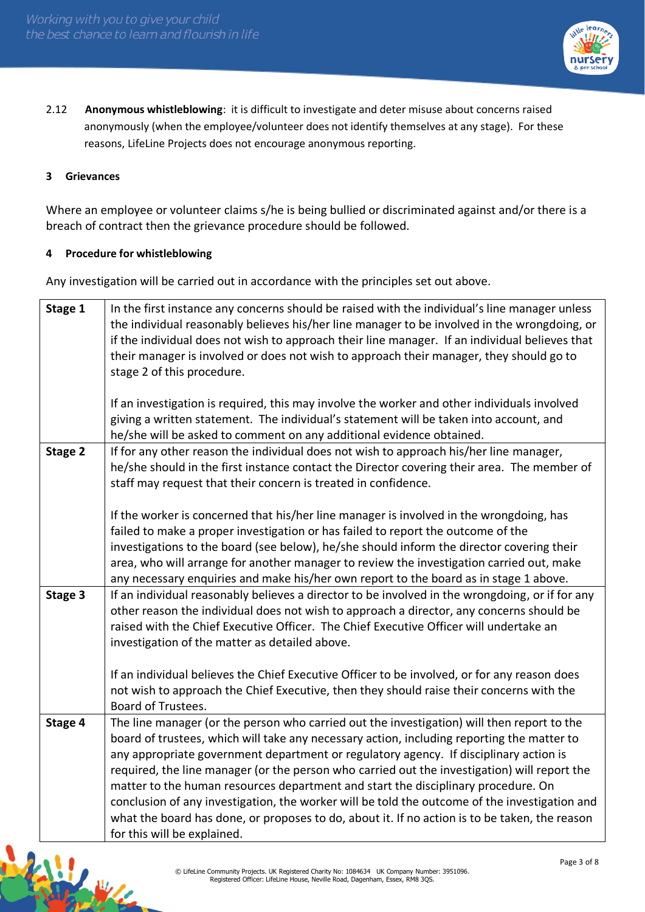2.12 **Anonymous whistleblowing**: it is difficult to investigate and deter misuse about concerns raised anonymously (when the employee/volunteer does not identify themselves at any stage). For these reasons, LifeLine Projects does not encourage anonymous reporting.

## 3 Grievances

Where an employee or volunteer claims s/he is being bullied or discriminated against and/or there is a breach of contract then the grievance procedure should be followed.

## 4 Procedure for whistleblowing

Any investigation will be carried out in accordance with the principles set out above.

| | |
|---|---|
| **Stage 1** | In the first instance any concerns should be raised with the individual's line manager unless the individual reasonably believes his/her line manager to be involved in the wrongdoing, or if the individual does not wish to approach their line manager. If an individual believes that their manager is involved or does not wish to approach their manager, they should go to stage 2 of this procedure.<br><br>If an investigation is required, this may involve the worker and other individuals involved giving a written statement. The individual's statement will be taken into account, and he/she will be asked to comment on any additional evidence obtained. |
| **Stage 2** | If for any other reason the individual does not wish to approach his/her line manager, he/she should in the first instance contact the Director covering their area. The member of staff may request that their concern is treated in confidence.<br><br>If the worker is concerned that his/her line manager is involved in the wrongdoing, has failed to make a proper investigation or has failed to report the outcome of the investigations to the board (see below), he/she should inform the director covering their area, who will arrange for another manager to review the investigation carried out, make any necessary enquiries and make his/her own report to the board as in stage 1 above. |
| **Stage 3** | If an individual reasonably believes a director to be involved in the wrongdoing, or if for any other reason the individual does not wish to approach a director, any concerns should be raised with the Chief Executive Officer. The Chief Executive Officer will undertake an investigation of the matter as detailed above.<br><br>If an individual believes the Chief Executive Officer to be involved, or for any reason does not wish to approach the Chief Executive, then they should raise their concerns with the Board of Trustees. |
| **Stage 4** | The line manager (or the person who carried out the investigation) will then report to the board of trustees, which will take any necessary action, including reporting the matter to any appropriate government department or regulatory agency. If disciplinary action is required, the line manager (or the person who carried out the investigation) will report the matter to the human resources department and start the disciplinary procedure. On conclusion of any investigation, the worker will be told the outcome of the investigation and what the board has done, or proposes to do, about it. If no action is to be taken, the reason for this will be explained. |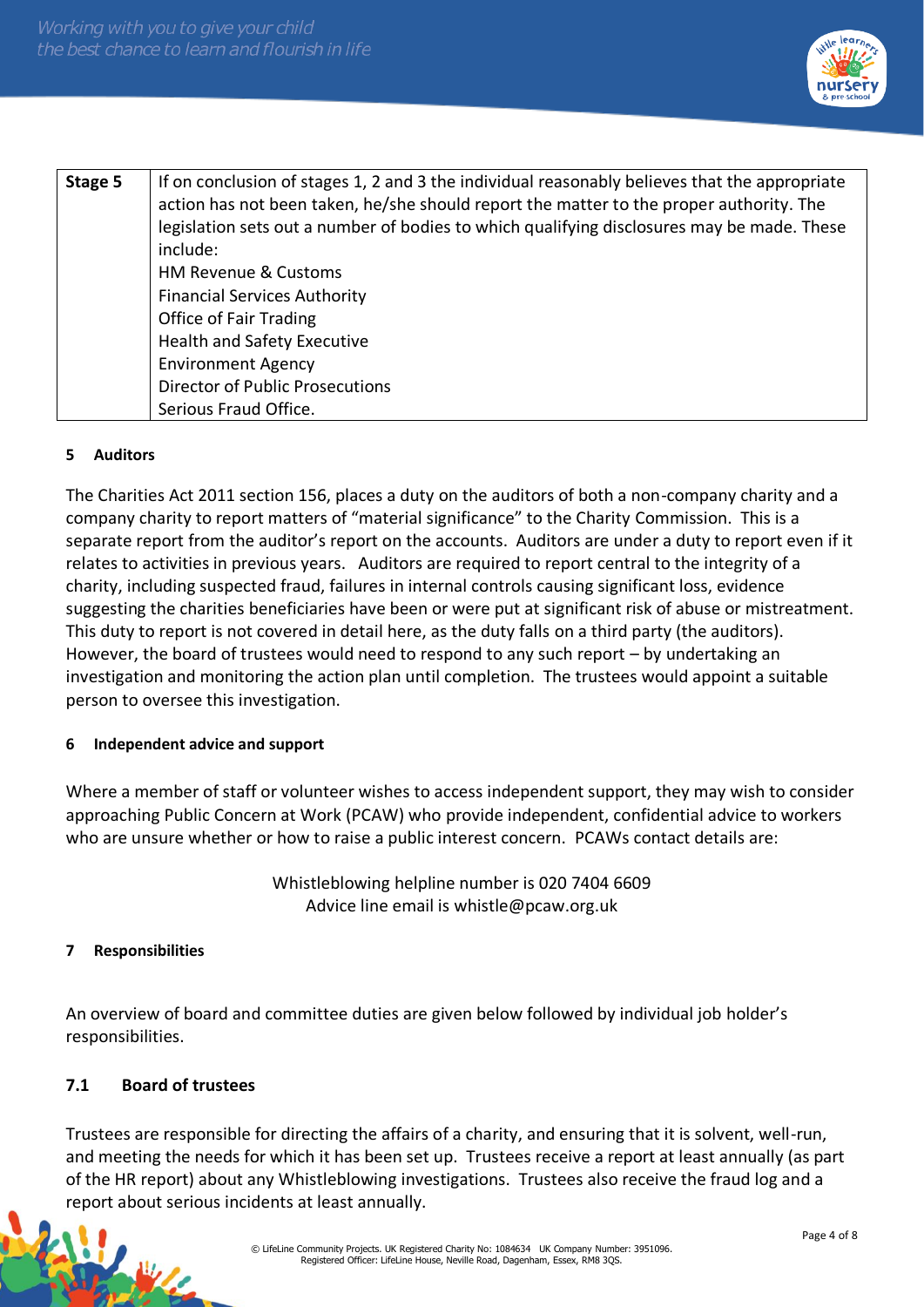| | |
|---|---|
| **Stage 5** | If on conclusion of stages 1, 2 and 3 the individual reasonably believes that the appropriate action has not been taken, he/she should report the matter to the proper authority. The legislation sets out a number of bodies to which qualifying disclosures may be made. These include:<br>HM Revenue & Customs<br>Financial Services Authority<br>Office of Fair Trading<br>Health and Safety Executive<br>Environment Agency<br>Director of Public Prosecutions<br>Serious Fraud Office. |

## 5 Auditors

The Charities Act 2011 section 156, places a duty on the auditors of both a non-company charity and a company charity to report matters of "material significance" to the Charity Commission. This is a separate report from the auditor's report on the accounts. Auditors are under a duty to report even if it relates to activities in previous years. Auditors are required to report central to the integrity of a charity, including suspected fraud, failures in internal controls causing significant loss, evidence suggesting the charities beneficiaries have been or were put at significant risk of abuse or mistreatment. This duty to report is not covered in detail here, as the duty falls on a third party (the auditors). However, the board of trustees would need to respond to any such report – by undertaking an investigation and monitoring the action plan until completion. The trustees would appoint a suitable person to oversee this investigation.

## 6 Independent advice and support

Where a member of staff or volunteer wishes to access independent support, they may wish to consider approaching Public Concern at Work (PCAW) who provide independent, confidential advice to workers who are unsure whether or how to raise a public interest concern. PCAWs contact details are:

Whistleblowing helpline number is 020 7404 6609
Advice line email is whistle@pcaw.org.uk

## 7 Responsibilities

An overview of board and committee duties are given below followed by individual job holder's responsibilities.

### 7.1 Board of trustees

Trustees are responsible for directing the affairs of a charity, and ensuring that it is solvent, well-run, and meeting the needs for which it has been set up. Trustees receive a report at least annually (as part of the HR report) about any Whistleblowing investigations. Trustees also receive the fraud log and a report about serious incidents at least annually.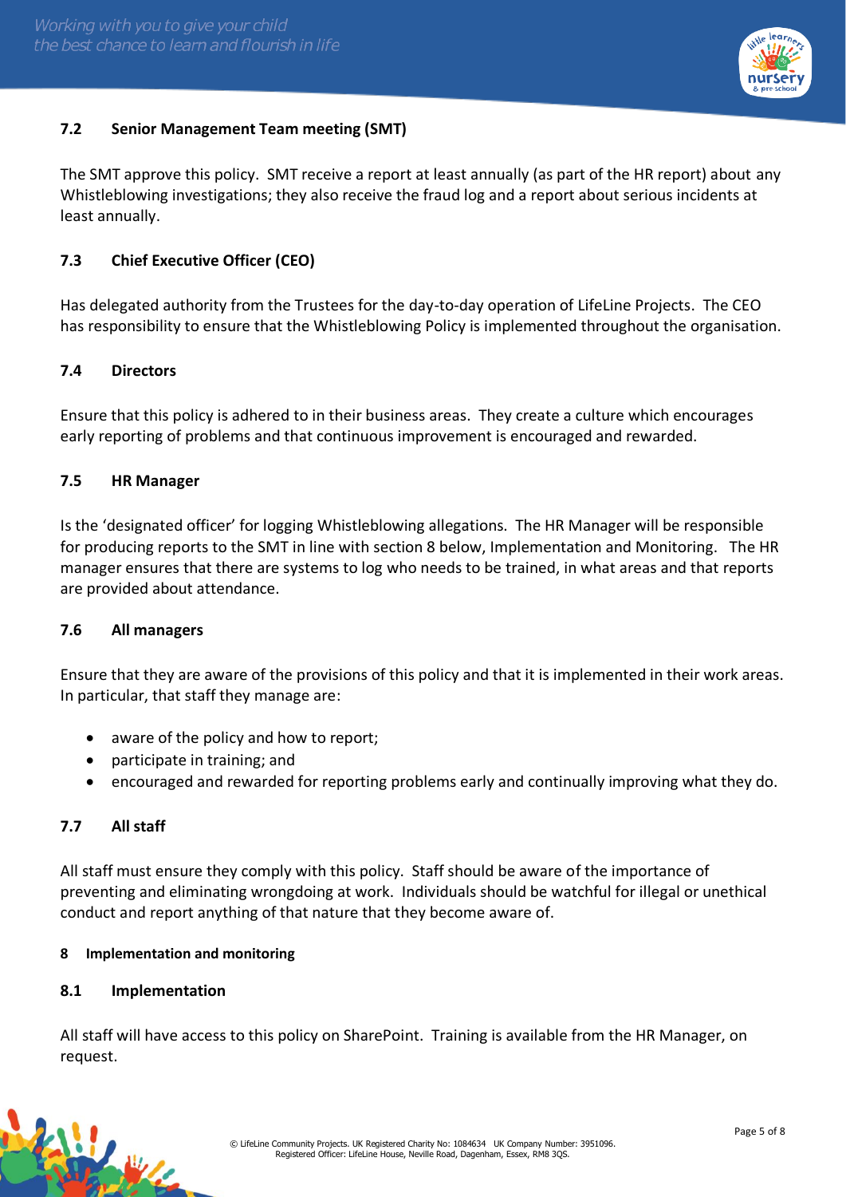### 7.2 Senior Management Team meeting (SMT)

The SMT approve this policy. SMT receive a report at least annually (as part of the HR report) about any Whistleblowing investigations; they also receive the fraud log and a report about serious incidents at least annually.

### 7.3 Chief Executive Officer (CEO)

Has delegated authority from the Trustees for the day-to-day operation of LifeLine Projects. The CEO has responsibility to ensure that the Whistleblowing Policy is implemented throughout the organisation.

### 7.4 Directors

Ensure that this policy is adhered to in their business areas. They create a culture which encourages early reporting of problems and that continuous improvement is encouraged and rewarded.

### 7.5 HR Manager

Is the 'designated officer' for logging Whistleblowing allegations. The HR Manager will be responsible for producing reports to the SMT in line with section 8 below, Implementation and Monitoring. The HR manager ensures that there are systems to log who needs to be trained, in what areas and that reports are provided about attendance.

### 7.6 All managers

Ensure that they are aware of the provisions of this policy and that it is implemented in their work areas. In particular, that staff they manage are:

- aware of the policy and how to report;
- participate in training; and
- encouraged and rewarded for reporting problems early and continually improving what they do.

### 7.7 All staff

All staff must ensure they comply with this policy. Staff should be aware of the importance of preventing and eliminating wrongdoing at work. Individuals should be watchful for illegal or unethical conduct and report anything of that nature that they become aware of.

## 8 Implementation and monitoring

### 8.1 Implementation

All staff will have access to this policy on SharePoint. Training is available from the HR Manager, on request.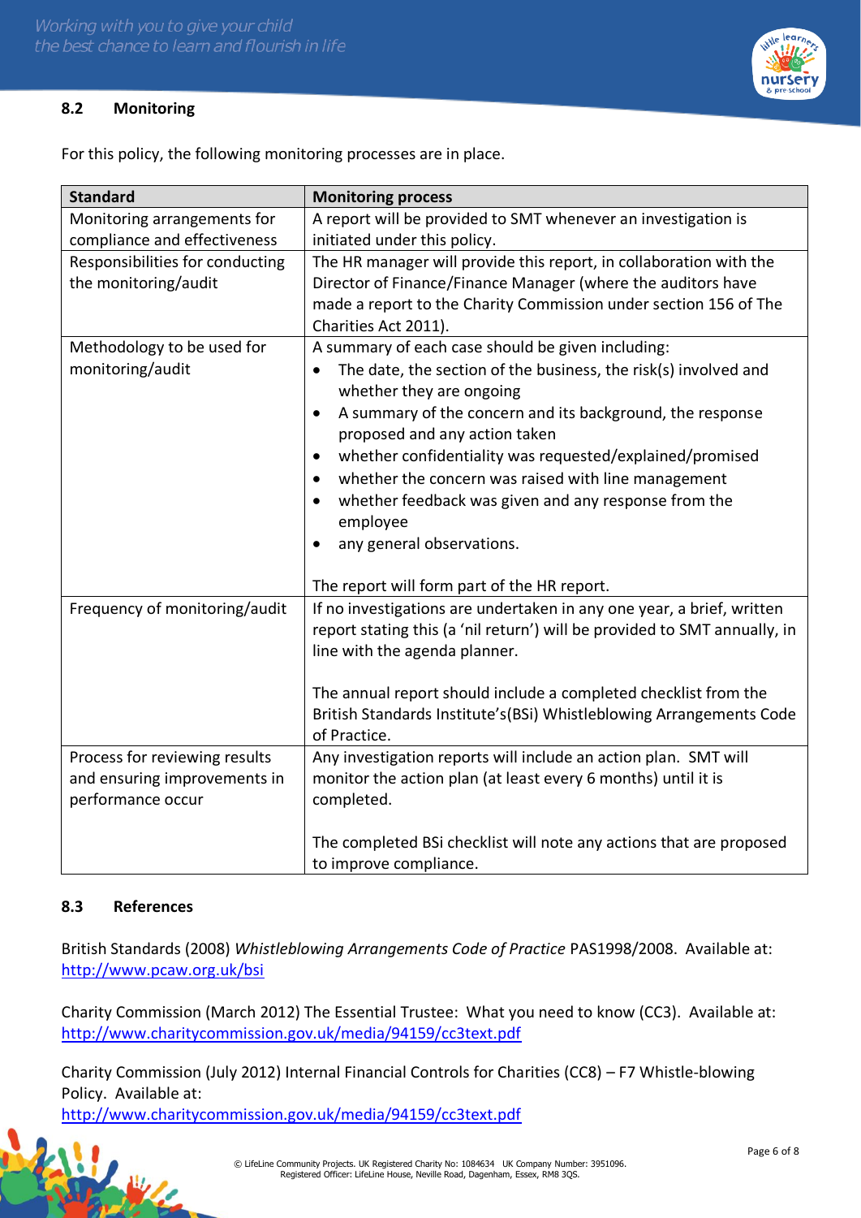### 8.2 Monitoring

For this policy, the following monitoring processes are in place.

| Standard | Monitoring process |
| --- | --- |
| Monitoring arrangements for compliance and effectiveness | A report will be provided to SMT whenever an investigation is initiated under this policy. |
| Responsibilities for conducting the monitoring/audit | The HR manager will provide this report, in collaboration with the Director of Finance/Finance Manager (where the auditors have made a report to the Charity Commission under section 156 of The Charities Act 2011). |
| Methodology to be used for monitoring/audit | A summary of each case should be given including:<br>• The date, the section of the business, the risk(s) involved and whether they are ongoing<br>• A summary of the concern and its background, the response proposed and any action taken<br>• whether confidentiality was requested/explained/promised<br>• whether the concern was raised with line management<br>• whether feedback was given and any response from the employee<br>• any general observations.<br><br>The report will form part of the HR report. |
| Frequency of monitoring/audit | If no investigations are undertaken in any one year, a brief, written report stating this (a 'nil return') will be provided to SMT annually, in line with the agenda planner.<br><br>The annual report should include a completed checklist from the British Standards Institute's(BSi) Whistleblowing Arrangements Code of Practice. |
| Process for reviewing results and ensuring improvements in performance occur | Any investigation reports will include an action plan. SMT will monitor the action plan (at least every 6 months) until it is completed.<br><br>The completed BSi checklist will note any actions that are proposed to improve compliance. |

### 8.3 References

British Standards (2008) *Whistleblowing Arrangements Code of Practice* PAS1998/2008. Available at: http://www.pcaw.org.uk/bsi

Charity Commission (March 2012) The Essential Trustee: What you need to know (CC3). Available at: http://www.charitycommission.gov.uk/media/94159/cc3text.pdf

Charity Commission (July 2012) Internal Financial Controls for Charities (CC8) – F7 Whistle-blowing Policy. Available at: http://www.charitycommission.gov.uk/media/94159/cc3text.pdf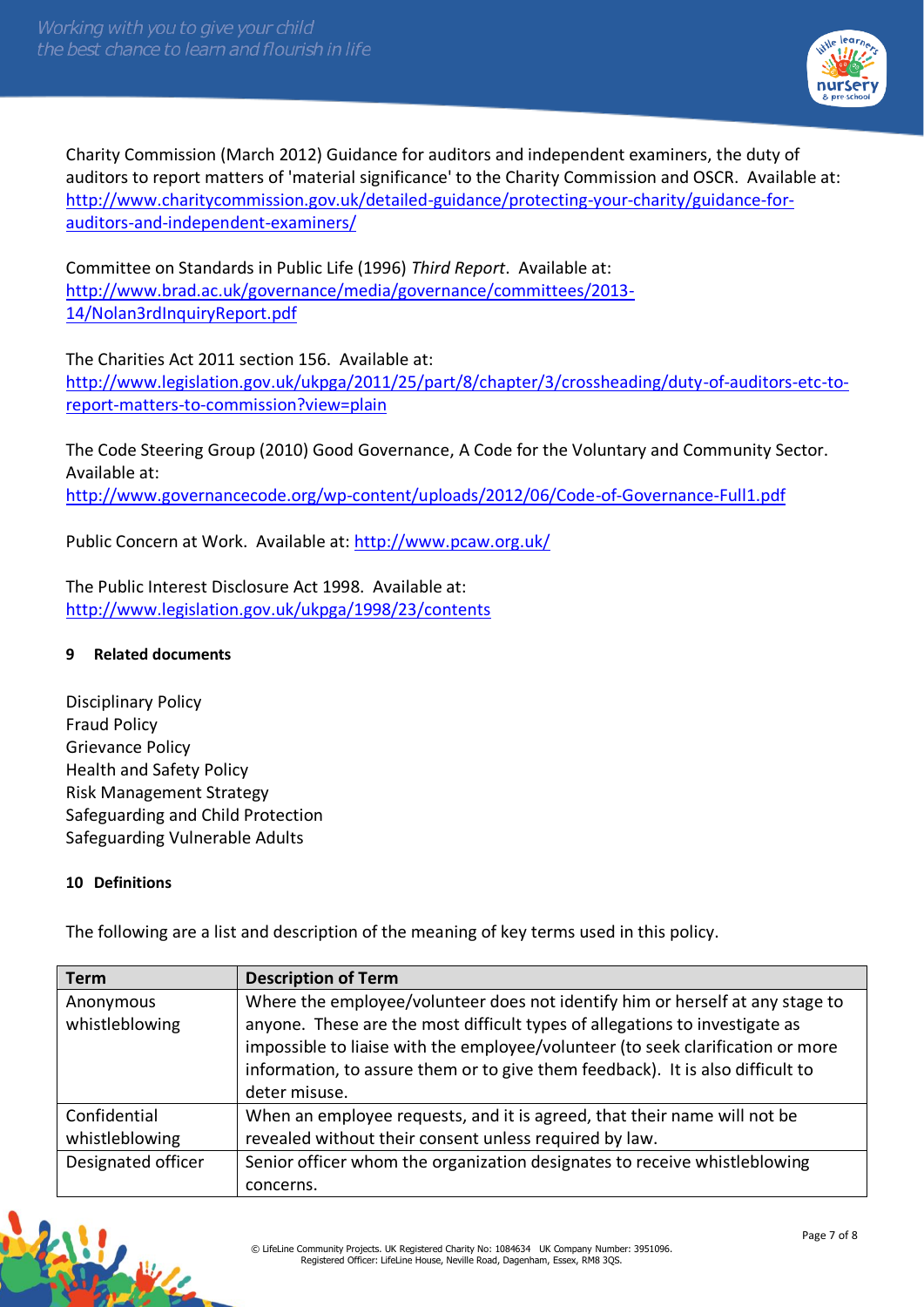Charity Commission (March 2012) Guidance for auditors and independent examiners, the duty of auditors to report matters of 'material significance' to the Charity Commission and OSCR. Available at: http://www.charitycommission.gov.uk/detailed-guidance/protecting-your-charity/guidance-for-auditors-and-independent-examiners/

Committee on Standards in Public Life (1996) *Third Report*. Available at: http://www.brad.ac.uk/governance/media/governance/committees/2013-14/Nolan3rdInquiryReport.pdf

The Charities Act 2011 section 156. Available at: http://www.legislation.gov.uk/ukpga/2011/25/part/8/chapter/3/crossheading/duty-of-auditors-etc-to-report-matters-to-commission?view=plain

The Code Steering Group (2010) Good Governance, A Code for the Voluntary and Community Sector. Available at: http://www.governancecode.org/wp-content/uploads/2012/06/Code-of-Governance-Full1.pdf

Public Concern at Work. Available at: http://www.pcaw.org.uk/

The Public Interest Disclosure Act 1998. Available at: http://www.legislation.gov.uk/ukpga/1998/23/contents

## 9 Related documents

Disciplinary Policy
Fraud Policy
Grievance Policy
Health and Safety Policy
Risk Management Strategy
Safeguarding and Child Protection
Safeguarding Vulnerable Adults

## 10 Definitions

The following are a list and description of the meaning of key terms used in this policy.

| Term | Description of Term |
|---|---|
| Anonymous whistleblowing | Where the employee/volunteer does not identify him or herself at any stage to anyone. These are the most difficult types of allegations to investigate as impossible to liaise with the employee/volunteer (to seek clarification or more information, to assure them or to give them feedback). It is also difficult to deter misuse. |
| Confidential whistleblowing | When an employee requests, and it is agreed, that their name will not be revealed without their consent unless required by law. |
| Designated officer | Senior officer whom the organization designates to receive whistleblowing concerns. |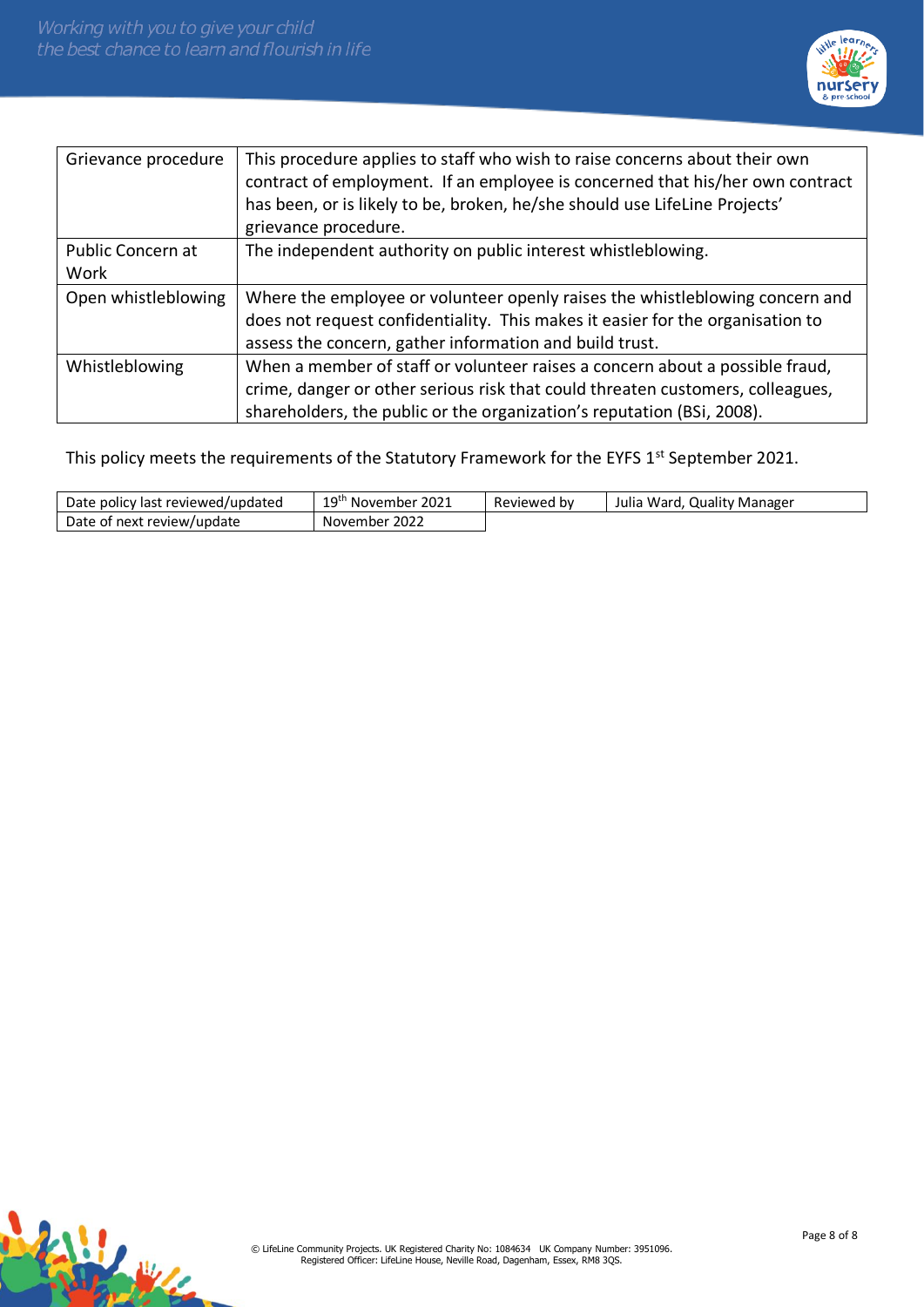| | |
|---|---|
| Grievance procedure | This procedure applies to staff who wish to raise concerns about their own contract of employment. If an employee is concerned that his/her own contract has been, or is likely to be, broken, he/she should use LifeLine Projects' grievance procedure. |
| Public Concern at Work | The independent authority on public interest whistleblowing. |
| Open whistleblowing | Where the employee or volunteer openly raises the whistleblowing concern and does not request confidentiality. This makes it easier for the organisation to assess the concern, gather information and build trust. |
| Whistleblowing | When a member of staff or volunteer raises a concern about a possible fraud, crime, danger or other serious risk that could threaten customers, colleagues, shareholders, the public or the organization's reputation (BSi, 2008). |

This policy meets the requirements of the Statutory Framework for the EYFS 1st September 2021.

| | | | |
|---|---|---|---|
| Date policy last reviewed/updated | 19th November 2021 | Reviewed by | Julia Ward, Quality Manager |
| Date of next review/update | November 2022 | | |